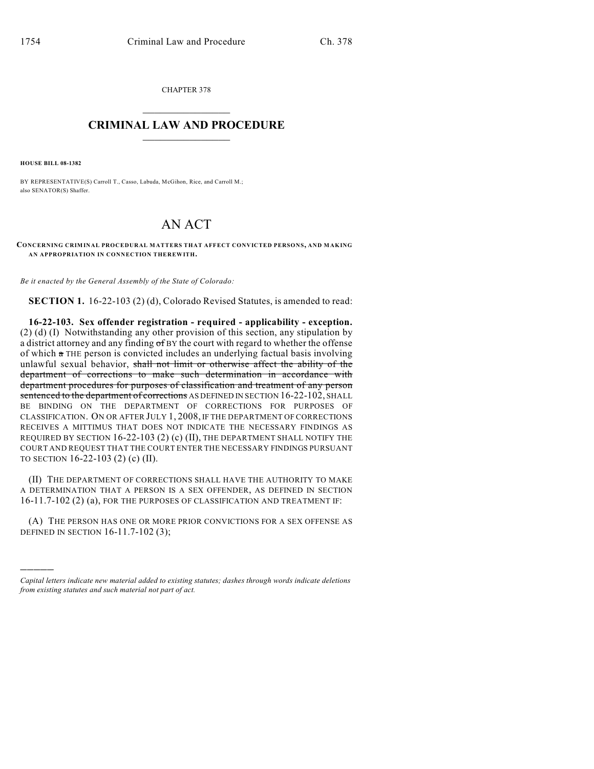CHAPTER 378

# CRIMINAL LAW AND PROCEDURE

**HOUSE BILL 08-1382**

BY REPRESENTATIVE(S) Carroll T., Casso, Labuda, McGihon, Rice, and Carroll M.; also SENATOR(S) Shaffer.

# AN ACT

**CONCERNING CRIMINAL PROCEDURAL MATTERS THAT AFFECT CONVICTED PERSONS, AND MAKING AN APPROPRIATION IN CONNECTION THEREWITH.**

*Be it enacted by the General Assembly of the State of Colorado:*

**SECTION 1.** 16-22-103 (2) (d), Colorado Revised Statutes, is amended to read:

**16-22-103. Sex offender registration - required - applicability - exception.** (2) (d) (I) Notwithstanding any other provision of this section, any stipulation by a district attorney and any finding ~~of~~ BY the court with regard to whether the offense of which ~~a~~ THE person is convicted includes an underlying factual basis involving unlawful sexual behavior, ~~shall not limit or otherwise affect the ability of the department of corrections to make such determination in accordance with department procedures for purposes of classification and treatment of any person sentenced to the department of corrections~~ AS DEFINED IN SECTION 16-22-102, SHALL BE BINDING ON THE DEPARTMENT OF CORRECTIONS FOR PURPOSES OF CLASSIFICATION. ON OR AFTER JULY 1, 2008, IF THE DEPARTMENT OF CORRECTIONS RECEIVES A MITTIMUS THAT DOES NOT INDICATE THE NECESSARY FINDINGS AS REQUIRED BY SECTION 16-22-103 (2) (c) (II), THE DEPARTMENT SHALL NOTIFY THE COURT AND REQUEST THAT THE COURT ENTER THE NECESSARY FINDINGS PURSUANT TO SECTION 16-22-103 (2) (c) (II).

(II) THE DEPARTMENT OF CORRECTIONS SHALL HAVE THE AUTHORITY TO MAKE A DETERMINATION THAT A PERSON IS A SEX OFFENDER, AS DEFINED IN SECTION 16-11.7-102 (2) (a), FOR THE PURPOSES OF CLASSIFICATION AND TREATMENT IF:

(A) THE PERSON HAS ONE OR MORE PRIOR CONVICTIONS FOR A SEX OFFENSE AS DEFINED IN SECTION 16-11.7-102 (3);

---

*Capital letters indicate new material added to existing statutes; dashes through words indicate deletions from existing statutes and such material not part of act.*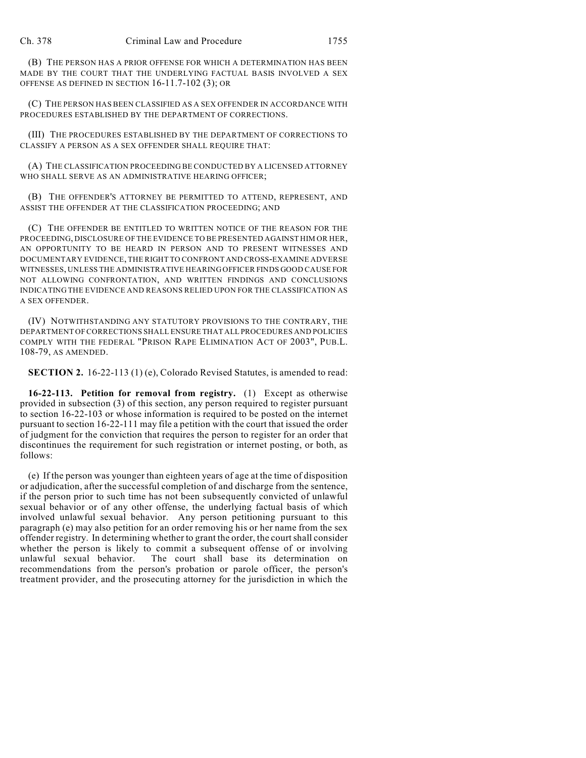(B) THE PERSON HAS A PRIOR OFFENSE FOR WHICH A DETERMINATION HAS BEEN MADE BY THE COURT THAT THE UNDERLYING FACTUAL BASIS INVOLVED A SEX OFFENSE AS DEFINED IN SECTION 16-11.7-102 (3); OR

(C) THE PERSON HAS BEEN CLASSIFIED AS A SEX OFFENDER IN ACCORDANCE WITH PROCEDURES ESTABLISHED BY THE DEPARTMENT OF CORRECTIONS.

(III) THE PROCEDURES ESTABLISHED BY THE DEPARTMENT OF CORRECTIONS TO CLASSIFY A PERSON AS A SEX OFFENDER SHALL REQUIRE THAT:

(A) THE CLASSIFICATION PROCEEDING BE CONDUCTED BY A LICENSED ATTORNEY WHO SHALL SERVE AS AN ADMINISTRATIVE HEARING OFFICER;

(B) THE OFFENDER'S ATTORNEY BE PERMITTED TO ATTEND, REPRESENT, AND ASSIST THE OFFENDER AT THE CLASSIFICATION PROCEEDING; AND

(C) THE OFFENDER BE ENTITLED TO WRITTEN NOTICE OF THE REASON FOR THE PROCEEDING, DISCLOSURE OF THE EVIDENCE TO BE PRESENTED AGAINST HIM OR HER, AN OPPORTUNITY TO BE HEARD IN PERSON AND TO PRESENT WITNESSES AND DOCUMENTARY EVIDENCE, THE RIGHT TO CONFRONT AND CROSS-EXAMINE ADVERSE WITNESSES, UNLESS THE ADMINISTRATIVE HEARING OFFICER FINDS GOOD CAUSE FOR NOT ALLOWING CONFRONTATION, AND WRITTEN FINDINGS AND CONCLUSIONS INDICATING THE EVIDENCE AND REASONS RELIED UPON FOR THE CLASSIFICATION AS A SEX OFFENDER.

(IV) NOTWITHSTANDING ANY STATUTORY PROVISIONS TO THE CONTRARY, THE DEPARTMENT OF CORRECTIONS SHALL ENSURE THAT ALL PROCEDURES AND POLICIES COMPLY WITH THE FEDERAL "PRISON RAPE ELIMINATION ACT OF 2003", PUB.L. 108-79, AS AMENDED.

**SECTION 2.** 16-22-113 (1) (e), Colorado Revised Statutes, is amended to read:

**16-22-113. Petition for removal from registry.** (1) Except as otherwise provided in subsection (3) of this section, any person required to register pursuant to section 16-22-103 or whose information is required to be posted on the internet pursuant to section 16-22-111 may file a petition with the court that issued the order of judgment for the conviction that requires the person to register for an order that discontinues the requirement for such registration or internet posting, or both, as follows:

(e) If the person was younger than eighteen years of age at the time of disposition or adjudication, after the successful completion of and discharge from the sentence, if the person prior to such time has not been subsequently convicted of unlawful sexual behavior or of any other offense, the underlying factual basis of which involved unlawful sexual behavior. Any person petitioning pursuant to this paragraph (e) may also petition for an order removing his or her name from the sex offender registry. In determining whether to grant the order, the court shall consider whether the person is likely to commit a subsequent offense of or involving unlawful sexual behavior. The court shall base its determination on recommendations from the person's probation or parole officer, the person's treatment provider, and the prosecuting attorney for the jurisdiction in which the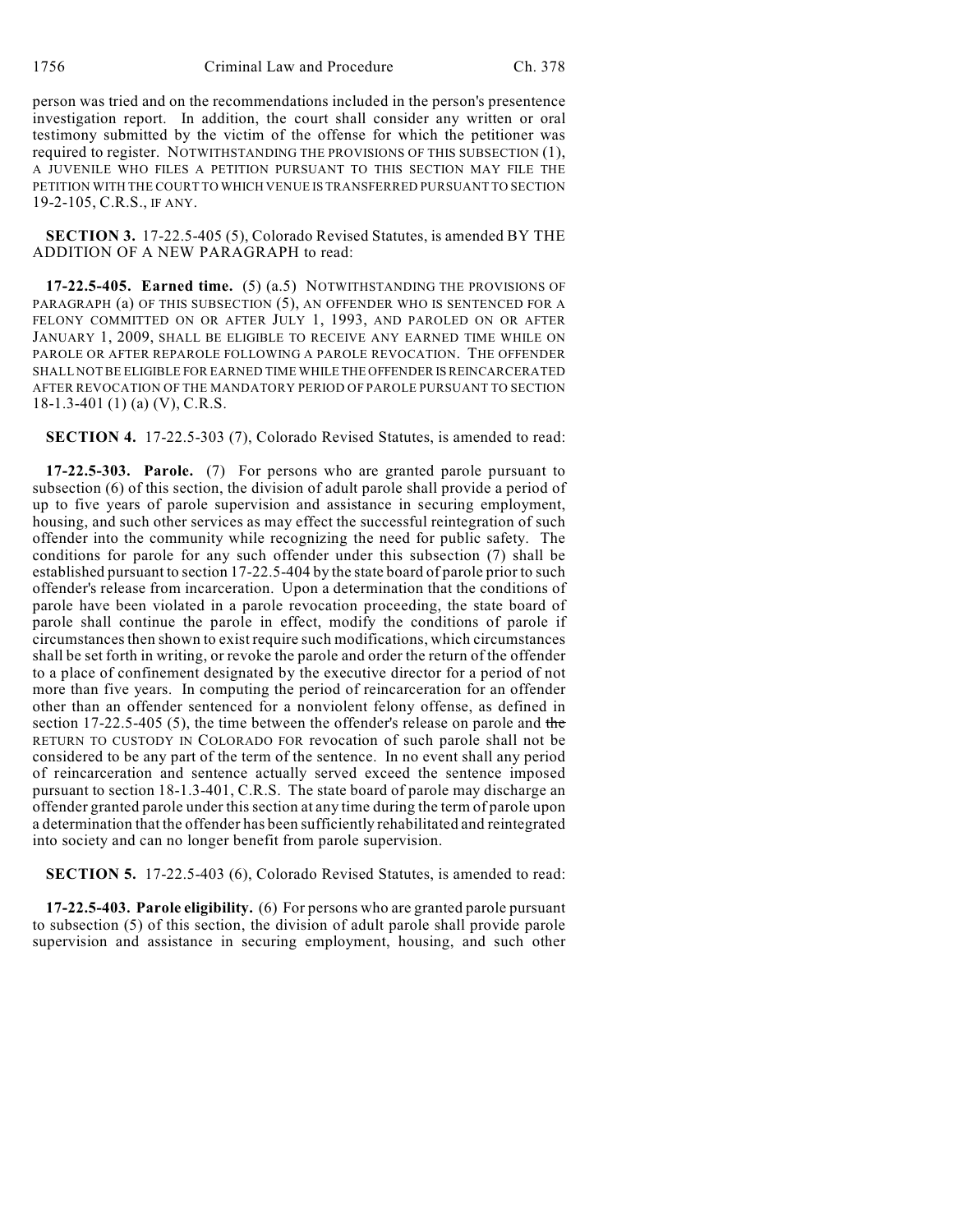person was tried and on the recommendations included in the person's presentence investigation report. In addition, the court shall consider any written or oral testimony submitted by the victim of the offense for which the petitioner was required to register. NOTWITHSTANDING THE PROVISIONS OF THIS SUBSECTION (1), A JUVENILE WHO FILES A PETITION PURSUANT TO THIS SECTION MAY FILE THE PETITION WITH THE COURT TO WHICH VENUE IS TRANSFERRED PURSUANT TO SECTION 19-2-105, C.R.S., IF ANY.

**SECTION 3.** 17-22.5-405 (5), Colorado Revised Statutes, is amended BY THE ADDITION OF A NEW PARAGRAPH to read:

**17-22.5-405. Earned time.** (5) (a.5) NOTWITHSTANDING THE PROVISIONS OF PARAGRAPH (a) OF THIS SUBSECTION (5), AN OFFENDER WHO IS SENTENCED FOR A FELONY COMMITTED ON OR AFTER JULY 1, 1993, AND PAROLED ON OR AFTER JANUARY 1, 2009, SHALL BE ELIGIBLE TO RECEIVE ANY EARNED TIME WHILE ON PAROLE OR AFTER REPAROLE FOLLOWING A PAROLE REVOCATION. THE OFFENDER SHALL NOT BE ELIGIBLE FOR EARNED TIME WHILE THE OFFENDER IS REINCARCERATED AFTER REVOCATION OF THE MANDATORY PERIOD OF PAROLE PURSUANT TO SECTION 18-1.3-401 (1) (a) (V), C.R.S.

**SECTION 4.** 17-22.5-303 (7), Colorado Revised Statutes, is amended to read:

**17-22.5-303. Parole.** (7) For persons who are granted parole pursuant to subsection (6) of this section, the division of adult parole shall provide a period of up to five years of parole supervision and assistance in securing employment, housing, and such other services as may effect the successful reintegration of such offender into the community while recognizing the need for public safety. The conditions for parole for any such offender under this subsection (7) shall be established pursuant to section 17-22.5-404 by the state board of parole prior to such offender's release from incarceration. Upon a determination that the conditions of parole have been violated in a parole revocation proceeding, the state board of parole shall continue the parole in effect, modify the conditions of parole if circumstances then shown to exist require such modifications, which circumstances shall be set forth in writing, or revoke the parole and order the return of the offender to a place of confinement designated by the executive director for a period of not more than five years. In computing the period of reincarceration for an offender other than an offender sentenced for a nonviolent felony offense, as defined in section 17-22.5-405 (5), the time between the offender's release on parole and ~~the~~ RETURN TO CUSTODY IN COLORADO FOR revocation of such parole shall not be considered to be any part of the term of the sentence. In no event shall any period of reincarceration and sentence actually served exceed the sentence imposed pursuant to section 18-1.3-401, C.R.S. The state board of parole may discharge an offender granted parole under this section at any time during the term of parole upon a determination that the offender has been sufficiently rehabilitated and reintegrated into society and can no longer benefit from parole supervision.

**SECTION 5.** 17-22.5-403 (6), Colorado Revised Statutes, is amended to read:

**17-22.5-403. Parole eligibility.** (6) For persons who are granted parole pursuant to subsection (5) of this section, the division of adult parole shall provide parole supervision and assistance in securing employment, housing, and such other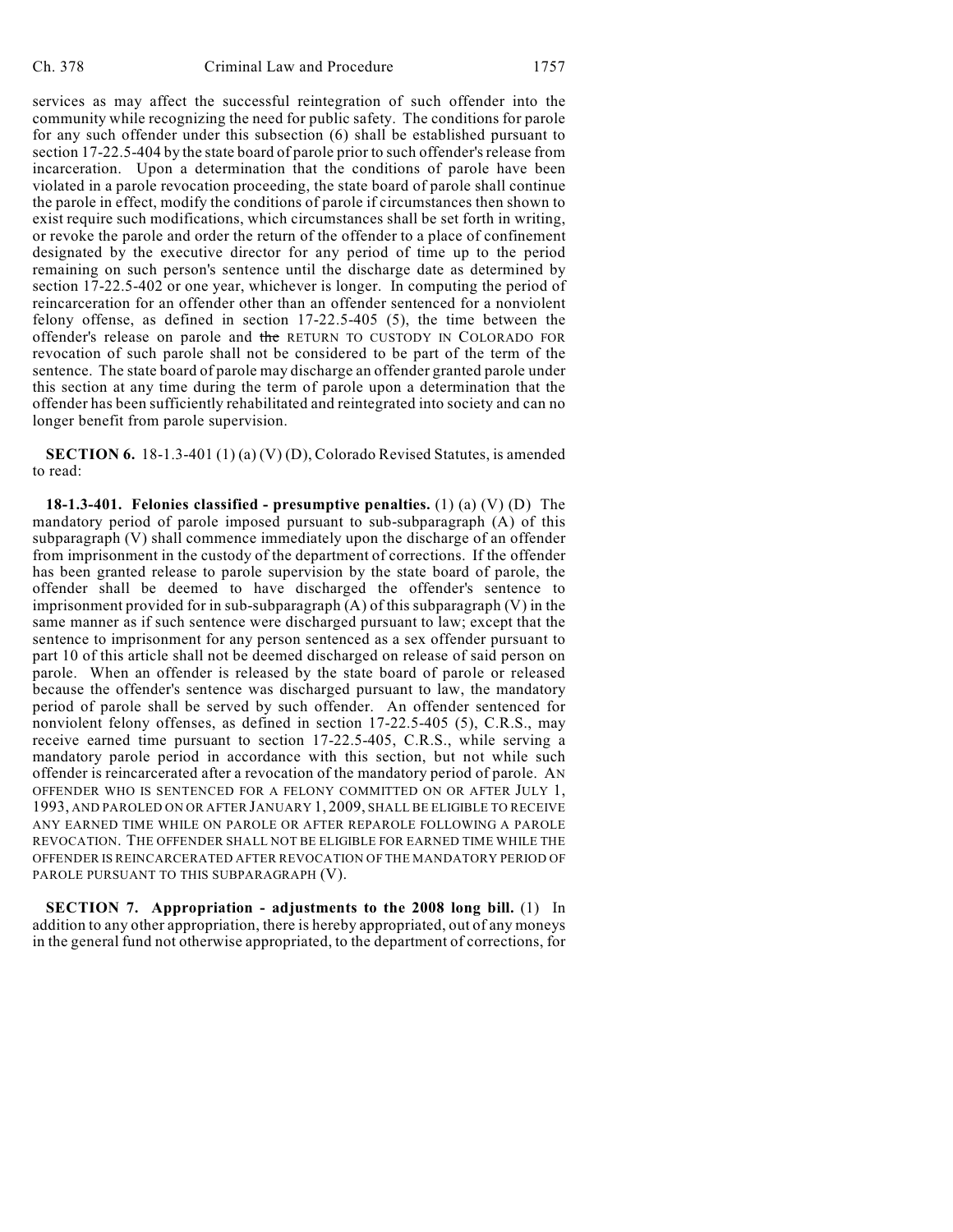services as may affect the successful reintegration of such offender into the community while recognizing the need for public safety. The conditions for parole for any such offender under this subsection (6) shall be established pursuant to section 17-22.5-404 by the state board of parole prior to such offender's release from incarceration. Upon a determination that the conditions of parole have been violated in a parole revocation proceeding, the state board of parole shall continue the parole in effect, modify the conditions of parole if circumstances then shown to exist require such modifications, which circumstances shall be set forth in writing, or revoke the parole and order the return of the offender to a place of confinement designated by the executive director for any period of time up to the period remaining on such person's sentence until the discharge date as determined by section 17-22.5-402 or one year, whichever is longer. In computing the period of reincarceration for an offender other than an offender sentenced for a nonviolent felony offense, as defined in section 17-22.5-405 (5), the time between the offender's release on parole and ~~the~~ RETURN TO CUSTODY IN COLORADO FOR revocation of such parole shall not be considered to be part of the term of the sentence. The state board of parole may discharge an offender granted parole under this section at any time during the term of parole upon a determination that the offender has been sufficiently rehabilitated and reintegrated into society and can no longer benefit from parole supervision.

**SECTION 6.** 18-1.3-401 (1) (a) (V) (D), Colorado Revised Statutes, is amended to read:

**18-1.3-401. Felonies classified - presumptive penalties.** (1) (a) (V) (D) The mandatory period of parole imposed pursuant to sub-subparagraph (A) of this subparagraph (V) shall commence immediately upon the discharge of an offender from imprisonment in the custody of the department of corrections. If the offender has been granted release to parole supervision by the state board of parole, the offender shall be deemed to have discharged the offender's sentence to imprisonment provided for in sub-subparagraph (A) of this subparagraph (V) in the same manner as if such sentence were discharged pursuant to law; except that the sentence to imprisonment for any person sentenced as a sex offender pursuant to part 10 of this article shall not be deemed discharged on release of said person on parole. When an offender is released by the state board of parole or released because the offender's sentence was discharged pursuant to law, the mandatory period of parole shall be served by such offender. An offender sentenced for nonviolent felony offenses, as defined in section 17-22.5-405 (5), C.R.S., may receive earned time pursuant to section 17-22.5-405, C.R.S., while serving a mandatory parole period in accordance with this section, but not while such offender is reincarcerated after a revocation of the mandatory period of parole. AN OFFENDER WHO IS SENTENCED FOR A FELONY COMMITTED ON OR AFTER JULY 1, 1993, AND PAROLED ON OR AFTER JANUARY 1, 2009, SHALL BE ELIGIBLE TO RECEIVE ANY EARNED TIME WHILE ON PAROLE OR AFTER REPAROLE FOLLOWING A PAROLE REVOCATION. THE OFFENDER SHALL NOT BE ELIGIBLE FOR EARNED TIME WHILE THE OFFENDER IS REINCARCERATED AFTER REVOCATION OF THE MANDATORY PERIOD OF PAROLE PURSUANT TO THIS SUBPARAGRAPH (V).

**SECTION 7. Appropriation - adjustments to the 2008 long bill.** (1) In addition to any other appropriation, there is hereby appropriated, out of any moneys in the general fund not otherwise appropriated, to the department of corrections, for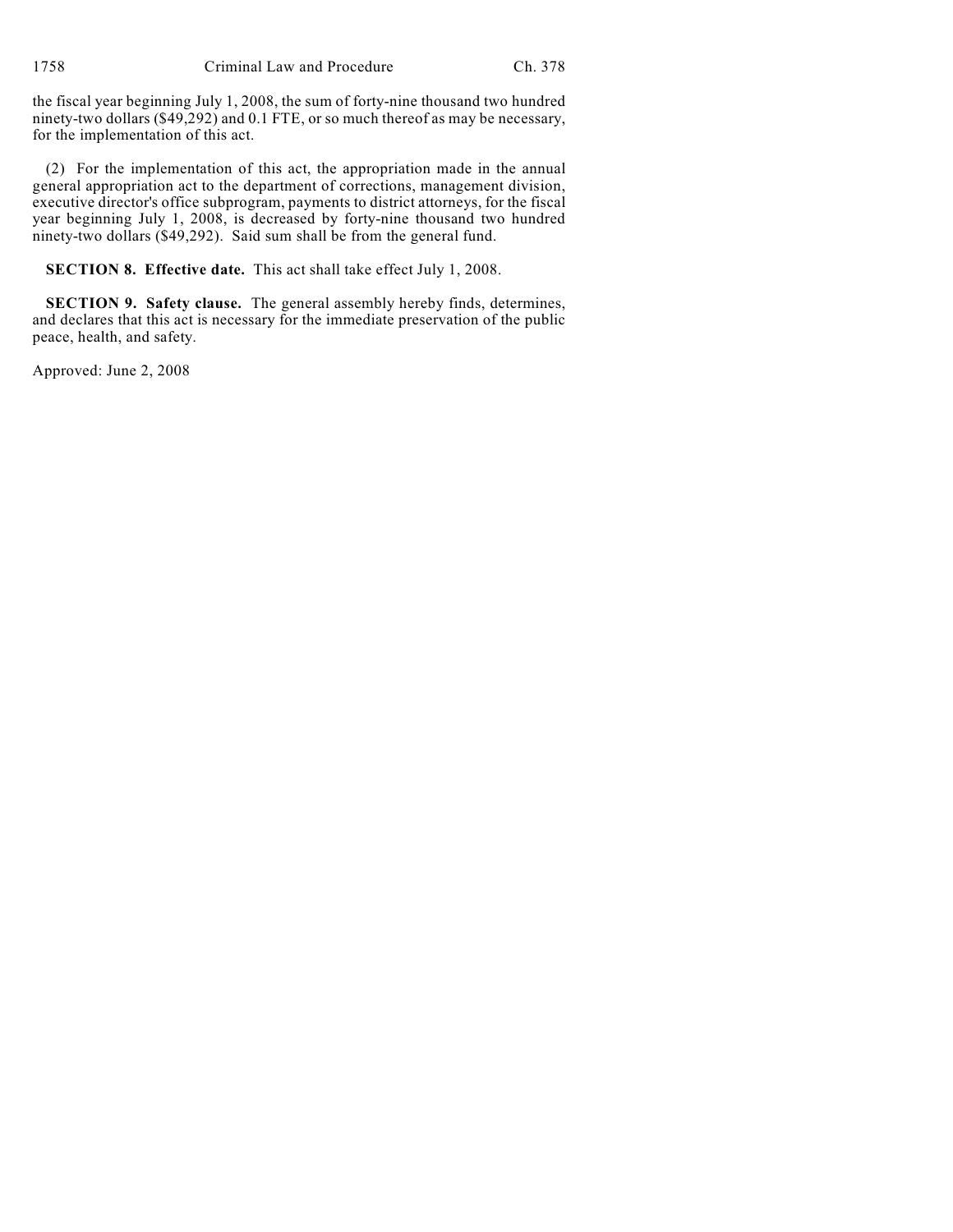the fiscal year beginning July 1, 2008, the sum of forty-nine thousand two hundred ninety-two dollars ($49,292) and 0.1 FTE, or so much thereof as may be necessary, for the implementation of this act.

(2) For the implementation of this act, the appropriation made in the annual general appropriation act to the department of corrections, management division, executive director's office subprogram, payments to district attorneys, for the fiscal year beginning July 1, 2008, is decreased by forty-nine thousand two hundred ninety-two dollars ($49,292). Said sum shall be from the general fund.

**SECTION 8. Effective date.** This act shall take effect July 1, 2008.

**SECTION 9. Safety clause.** The general assembly hereby finds, determines, and declares that this act is necessary for the immediate preservation of the public peace, health, and safety.

Approved: June 2, 2008